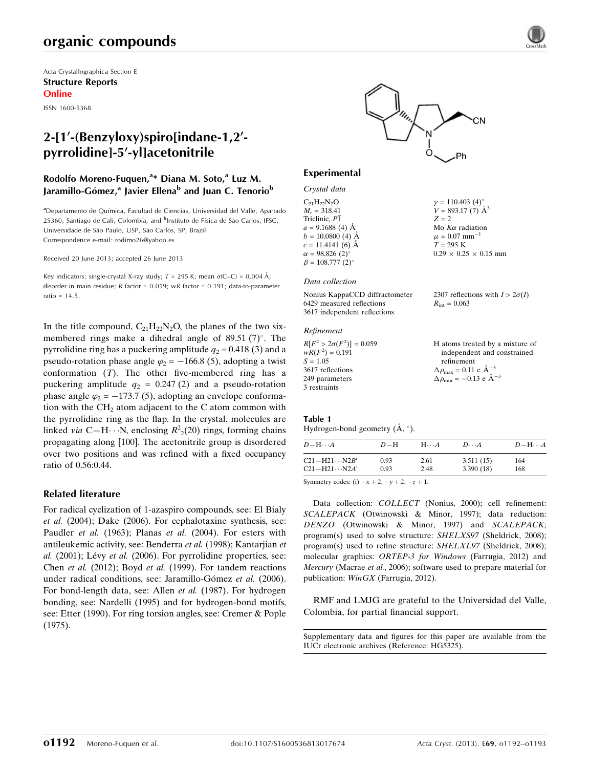# organic compounds

Acta Crystallographica Section E
**Structure Reports**
**Online**

ISSN 1600-5368

# 2-[1′-(Benzyloxy)spiro[indane-1,2′-pyrrolidine]-5′-yl]acetonitrile

**Rodolfo Moreno-Fuquen,[a]* Diana M. Soto,[a] Luz M. Jaramillo-Gómez,[a] Javier Ellena[b] and Juan C. Tenorio[b]**

[a]Departamento de Química, Facultad de Ciencias, Universidad del Valle, Apartado 25360, Santiago de Cali, Colombia, and [b]Instituto de Física de São Carlos, IFSC, Universidade de São Paulo, USP, São Carlos, SP, Brazil
Correspondence e-mail: rodimo26@yahoo.es

Received 20 June 2013; accepted 26 June 2013

Key indicators: single-crystal X-ray study; $T$ = 295 K; mean $\sigma$(C–C) = 0.004 Å; disorder in main residue; $R$ factor = 0.059; $wR$ factor = 0.191; data-to-parameter ratio = 14.5.

In the title compound, $C_{21}H_{22}N_2O$, the planes of the two six-membered rings make a dihedral angle of 89.51 (7)°. The pyrrolidine ring has a puckering amplitude $q_2$ = 0.418 (3) and a pseudo-rotation phase angle $\varphi_2$ = −166.8 (5), adopting a twist conformation ($T$). The other five-membered ring has a puckering amplitude $q_2$ = 0.247 (2) and a pseudo-rotation phase angle $\varphi_2$ = −173.7 (5), adopting an envelope conformation with the $CH_2$ atom adjacent to the C atom common with the pyrrolidine ring as the flap. In the crystal, molecules are linked *via* C—H···N, enclosing $R^2_2(20)$ rings, forming chains propagating along [100]. The acetonitrile group is disordered over two positions and was refined with a fixed occupancy ratio of 0.56:0.44.

## Related literature

For radical cyclization of 1-azaspiro compounds, see: El Bialy *et al.* (2004); Dake (2006). For cephalotaxine synthesis, see: Paudler *et al.* (1963); Planas *et al.* (2004). For esters with antileukemic activity, see: Benderra *et al.* (1998); Kantarjian *et al.* (2001); Lévy *et al.* (2006). For pyrrolidine properties, see: Chen *et al.* (2012); Boyd *et al.* (1999). For tandem reactions under radical conditions, see: Jaramillo-Gómez *et al.* (2006). For bond-length data, see: Allen *et al.* (1987). For hydrogen bonding, see: Nardelli (1995) and for hydrogen-bond motifs, see: Etter (1990). For ring torsion angles, see: Cremer & Pople (1975).

## Experimental

### Crystal data

$C_{21}H_{22}N_2O$
$M_r$ = 318.41
Triclinic, $P\bar{1}$
$a$ = 9.1688 (4) Å
$b$ = 10.0800 (4) Å
$c$ = 11.4141 (6) Å
$\alpha$ = 98.826 (2)°
$\beta$ = 108.777 (2)°
$\gamma$ = 110.403 (4)°
$V$ = 893.17 (7) Å$^3$
$Z$ = 2
Mo $K\alpha$ radiation
$\mu$ = 0.07 mm$^{-1}$
$T$ = 295 K
0.29 × 0.25 × 0.15 mm

### Data collection

Nonius KappaCCD diffractometer
6429 measured reflections
3617 independent reflections
2307 reflections with $I > 2\sigma(I)$
$R_{int}$ = 0.063

### Refinement

$R[F^2 > 2\sigma(F^2)]$ = 0.059
$wR(F^2)$ = 0.191
$S$ = 1.05
3617 reflections
249 parameters
3 restraints
H atoms treated by a mixture of independent and constrained refinement
$\Delta\rho_{max}$ = 0.11 e Å$^{-3}$
$\Delta\rho_{min}$ = −0.13 e Å$^{-3}$

**Table 1**
Hydrogen-bond geometry (Å, °).

| $D$—H···$A$ | $D$—H | H···$A$ | $D$···$A$ | $D$—H···$A$ |
|---|---|---|---|---|
| C21—H21···N2B[i] | 0.93 | 2.61 | 3.511 (15) | 164 |
| C21—H21···N2A[i] | 0.93 | 2.48 | 3.390 (18) | 168 |

Symmetry codes: (i) $-x+2, -y+2, -z+1$.

Data collection: *COLLECT* (Nonius, 2000); cell refinement: *SCALEPACK* (Otwinowski & Minor, 1997); data reduction: *DENZO* (Otwinowski & Minor, 1997) and *SCALEPACK*; program(s) used to solve structure: *SHELXS97* (Sheldrick, 2008); program(s) used to refine structure: *SHELXL97* (Sheldrick, 2008); molecular graphics: *ORTEP-3 for Windows* (Farrugia, 2012) and *Mercury* (Macrae *et al.*, 2006); software used to prepare material for publication: *WinGX* (Farrugia, 2012).

RMF and LMJG are grateful to the Universidad del Valle, Colombia, for partial financial support.

Supplementary data and figures for this paper are available from the IUCr electronic archives (Reference: HG5325).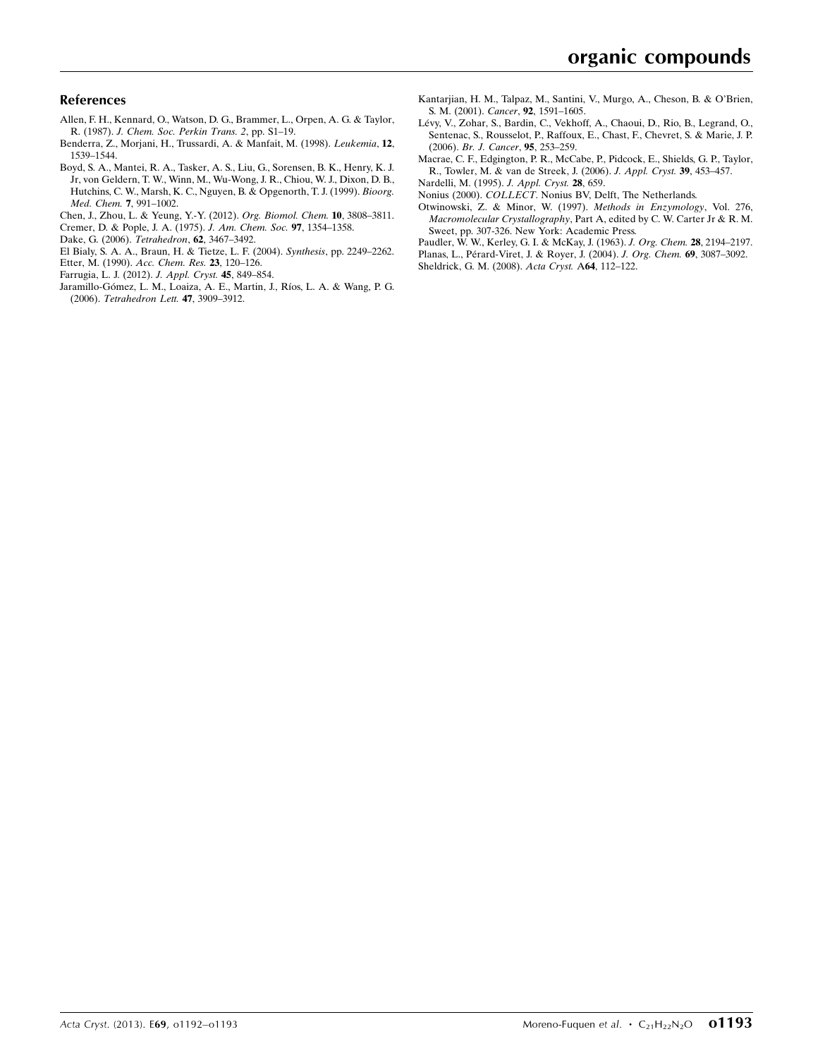## References

Allen, F. H., Kennard, O., Watson, D. G., Brammer, L., Orpen, A. G. & Taylor, R. (1987). *J. Chem. Soc. Perkin Trans. 2*, pp. S1–19.

Benderra, Z., Morjani, H., Trussardi, A. & Manfait, M. (1998). *Leukemia*, **12**, 1539–1544.

Boyd, S. A., Mantei, R. A., Tasker, A. S., Liu, G., Sorensen, B. K., Henry, K. J. Jr, von Geldern, T. W., Winn, M., Wu-Wong, J. R., Chiou, W. J., Dixon, D. B., Hutchins, C. W., Marsh, K. C., Nguyen, B. & Opgenorth, T. J. (1999). *Bioorg. Med. Chem.* **7**, 991–1002.

Chen, J., Zhou, L. & Yeung, Y.-Y. (2012). *Org. Biomol. Chem.* **10**, 3808–3811.

Cremer, D. & Pople, J. A. (1975). *J. Am. Chem. Soc.* **97**, 1354–1358.

Dake, G. (2006). *Tetrahedron*, **62**, 3467–3492.

El Bialy, S. A. A., Braun, H. & Tietze, L. F. (2004). *Synthesis*, pp. 2249–2262.

Etter, M. (1990). *Acc. Chem. Res.* **23**, 120–126.

Farrugia, L. J. (2012). *J. Appl. Cryst.* **45**, 849–854.

Jaramillo-Gómez, L. M., Loaiza, A. E., Martin, J., Ríos, L. A. & Wang, P. G. (2006). *Tetrahedron Lett.* **47**, 3909–3912.

Kantarjian, H. M., Talpaz, M., Santini, V., Murgo, A., Cheson, B. & O'Brien, S. M. (2001). *Cancer*, **92**, 1591–1605.

Lévy, V., Zohar, S., Bardin, C., Vekhoff, A., Chaoui, D., Rio, B., Legrand, O., Sentenac, S., Rousselot, P., Raffoux, E., Chast, F., Chevret, S. & Marie, J. P. (2006). *Br. J. Cancer*, **95**, 253–259.

Macrae, C. F., Edgington, P. R., McCabe, P., Pidcock, E., Shields, G. P., Taylor, R., Towler, M. & van de Streek, J. (2006). *J. Appl. Cryst.* **39**, 453–457.

Nardelli, M. (1995). *J. Appl. Cryst.* **28**, 659.

Nonius (2000). *COLLECT*. Nonius BV, Delft, The Netherlands.

Otwinowski, Z. & Minor, W. (1997). *Methods in Enzymology*, Vol. 276, *Macromolecular Crystallography*, Part A, edited by C. W. Carter Jr & R. M. Sweet, pp. 307-326. New York: Academic Press.

Paudler, W. W., Kerley, G. I. & McKay, J. (1963). *J. Org. Chem.* **28**, 2194–2197.

Planas, L., Pérard-Viret, J. & Royer, J. (2004). *J. Org. Chem.* **69**, 3087–3092.

Sheldrick, G. M. (2008). *Acta Cryst.* A**64**, 112–122.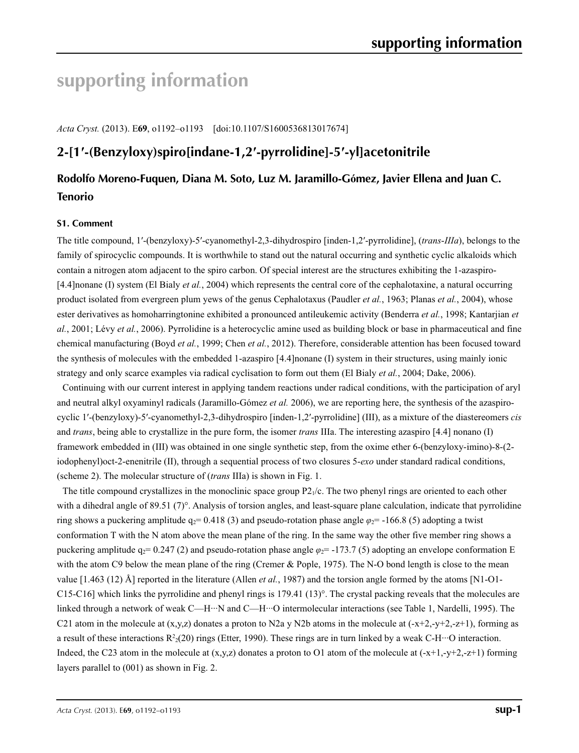# supporting information

*Acta Cryst.* (2013). E**69**, o1192–o1193    [doi:10.1107/S1600536813017674]

## 2-[1′-(Benzyloxy)spiro[indane-1,2′-pyrrolidine]-5′-yl]acetonitrile

**Rodolfo Moreno-Fuquen, Diana M. Soto, Luz M. Jaramillo-Gómez, Javier Ellena and Juan C. Tenorio**

### S1. Comment

The title compound, 1′-(benzyloxy)-5′-cyanomethyl-2,3-dihydrospiro [inden-1,2′-pyrrolidine], (*trans-IIIa*), belongs to the family of spirocyclic compounds. It is worthwhile to stand out the natural occurring and synthetic cyclic alkaloids which contain a nitrogen atom adjacent to the spiro carbon. Of special interest are the structures exhibiting the 1-azaspiro-[4.4]nonane (I) system (El Bialy *et al.*, 2004) which represents the central core of the cephalotaxine, a natural occurring product isolated from evergreen plum yews of the genus Cephalotaxus (Paudler *et al.*, 1963; Planas *et al.*, 2004), whose ester derivatives as homoharringtonine exhibited a pronounced antileukemic activity (Benderra *et al.*, 1998; Kantarjian *et al.*, 2001; Lévy *et al.*, 2006). Pyrrolidine is a heterocyclic amine used as building block or base in pharmaceutical and fine chemical manufacturing (Boyd *et al.*, 1999; Chen *et al.*, 2012). Therefore, considerable attention has been focused toward the synthesis of molecules with the embedded 1-azaspiro [4.4]nonane (I) system in their structures, using mainly ionic strategy and only scarce examples via radical cyclisation to form out them (El Bialy *et al.*, 2004; Dake, 2006).

Continuing with our current interest in applying tandem reactions under radical conditions, with the participation of aryl and neutral alkyl oxyaminyl radicals (Jaramillo-Gómez *et al.* 2006), we are reporting here, the synthesis of the azaspiro-cyclic 1′-(benzyloxy)-5′-cyanomethyl-2,3-dihydrospiro [inden-1,2′-pyrrolidine] (III), as a mixture of the diastereomers *cis* and *trans*, being able to crystallize in the pure form, the isomer *trans* IIIa. The interesting azaspiro [4.4] nonano (I) framework embedded in (III) was obtained in one single synthetic step, from the oxime ether 6-(benzyloxy-imino)-8-(2-iodophenyl)oct-2-enenitrile (II), through a sequential process of two closures 5-*exo* under standard radical conditions, (scheme 2). The molecular structure of (*trans* IIIa) is shown in Fig. 1.

The title compound crystallizes in the monoclinic space group $P2_1/c$. The two phenyl rings are oriented to each other with a dihedral angle of 89.51 (7)°. Analysis of torsion angles, and least-square plane calculation, indicate that pyrrolidine ring shows a puckering amplitude $q_2$= 0.418 (3) and pseudo-rotation phase angle $\varphi_2$= -166.8 (5) adopting a twist conformation T with the N atom above the mean plane of the ring. In the same way the other five member ring shows a puckering amplitude $q_2$= 0.247 (2) and pseudo-rotation phase angle $\varphi_2$= -173.7 (5) adopting an envelope conformation E with the atom C9 below the mean plane of the ring (Cremer & Pople, 1975). The N-O bond length is close to the mean value [1.463 (12) Å] reported in the literature (Allen *et al.*, 1987) and the torsion angle formed by the atoms [N1-O1-C15-C16] which links the pyrrolidine and phenyl rings is 179.41 (13)°. The crystal packing reveals that the molecules are linked through a network of weak C—H···N and C—H···O intermolecular interactions (see Table 1, Nardelli, 1995). The C21 atom in the molecule at (x,y,z) donates a proton to N2a y N2b atoms in the molecule at (-x+2,-y+2,-z+1), forming as a result of these interactions $R^2_2(20)$ rings (Etter, 1990). These rings are in turn linked by a weak C-H···O interaction. Indeed, the C23 atom in the molecule at (x,y,z) donates a proton to O1 atom of the molecule at (-x+1,-y+2,-z+1) forming layers parallel to (001) as shown in Fig. 2.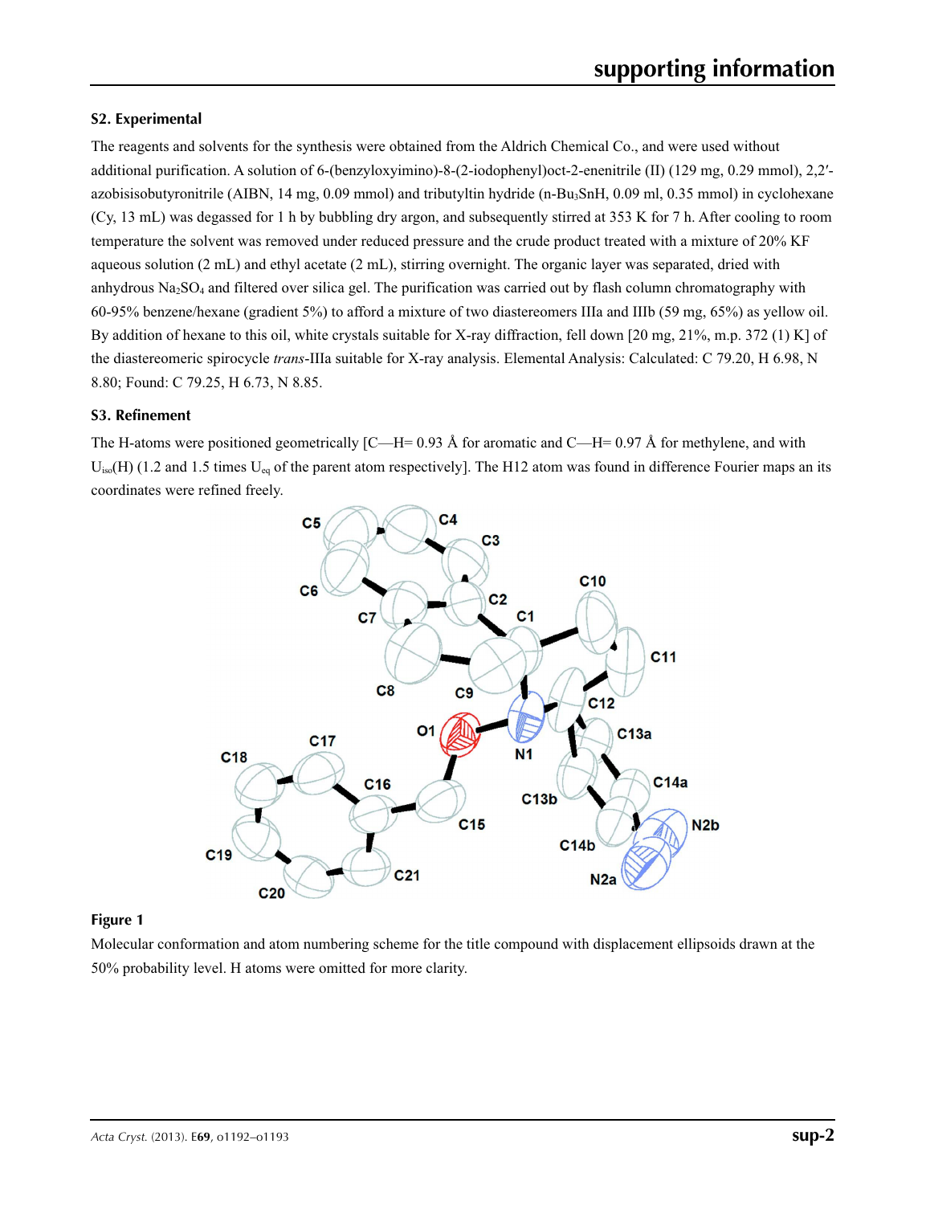### S2. Experimental

The reagents and solvents for the synthesis were obtained from the Aldrich Chemical Co., and were used without additional purification. A solution of 6-(benzyloxyimino)-8-(2-iodophenyl)oct-2-enenitrile (II) (129 mg, 0.29 mmol), 2,2′-azobisisobutyronitrile (AIBN, 14 mg, 0.09 mmol) and tributyltin hydride (n-$Bu_3SnH$, 0.09 ml, 0.35 mmol) in cyclohexane (Cy, 13 mL) was degassed for 1 h by bubbling dry argon, and subsequently stirred at 353 K for 7 h. After cooling to room temperature the solvent was removed under reduced pressure and the crude product treated with a mixture of 20% KF aqueous solution (2 mL) and ethyl acetate (2 mL), stirring overnight. The organic layer was separated, dried with anhydrous $Na_2SO_4$ and filtered over silica gel. The purification was carried out by flash column chromatography with 60-95% benzene/hexane (gradient 5%) to afford a mixture of two diastereomers IIIa and IIIb (59 mg, 65%) as yellow oil. By addition of hexane to this oil, white crystals suitable for X-ray diffraction, fell down [20 mg, 21%, m.p. 372 (1) K] of the diastereomeric spirocycle *trans*-IIIa suitable for X-ray analysis. Elemental Analysis: Calculated: C 79.20, H 6.98, N 8.80; Found: C 79.25, H 6.73, N 8.85.

### S3. Refinement

The H-atoms were positioned geometrically [C—H= 0.93 Å for aromatic and C—H= 0.97 Å for methylene, and with $U_{iso}$(H) (1.2 and 1.5 times $U_{eq}$ of the parent atom respectively]. The H12 atom was found in difference Fourier maps an its coordinates were refined freely.

**Figure 1**

Molecular conformation and atom numbering scheme for the title compound with displacement ellipsoids drawn at the 50% probability level. H atoms were omitted for more clarity.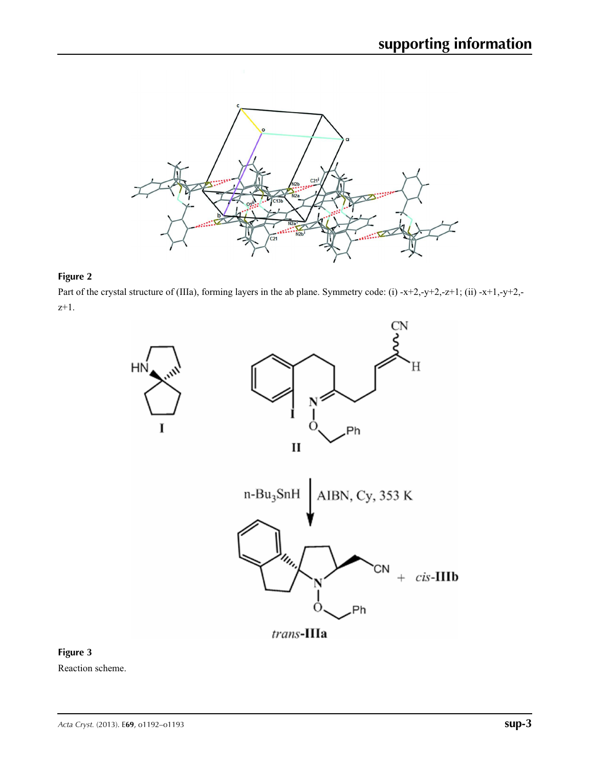**Figure 2**

Part of the crystal structure of (IIIa), forming layers in the ab plane. Symmetry code: (i) -x+2,-y+2,-z+1; (ii) -x+1,-y+2,-z+1.

**Figure 3**

Reaction scheme.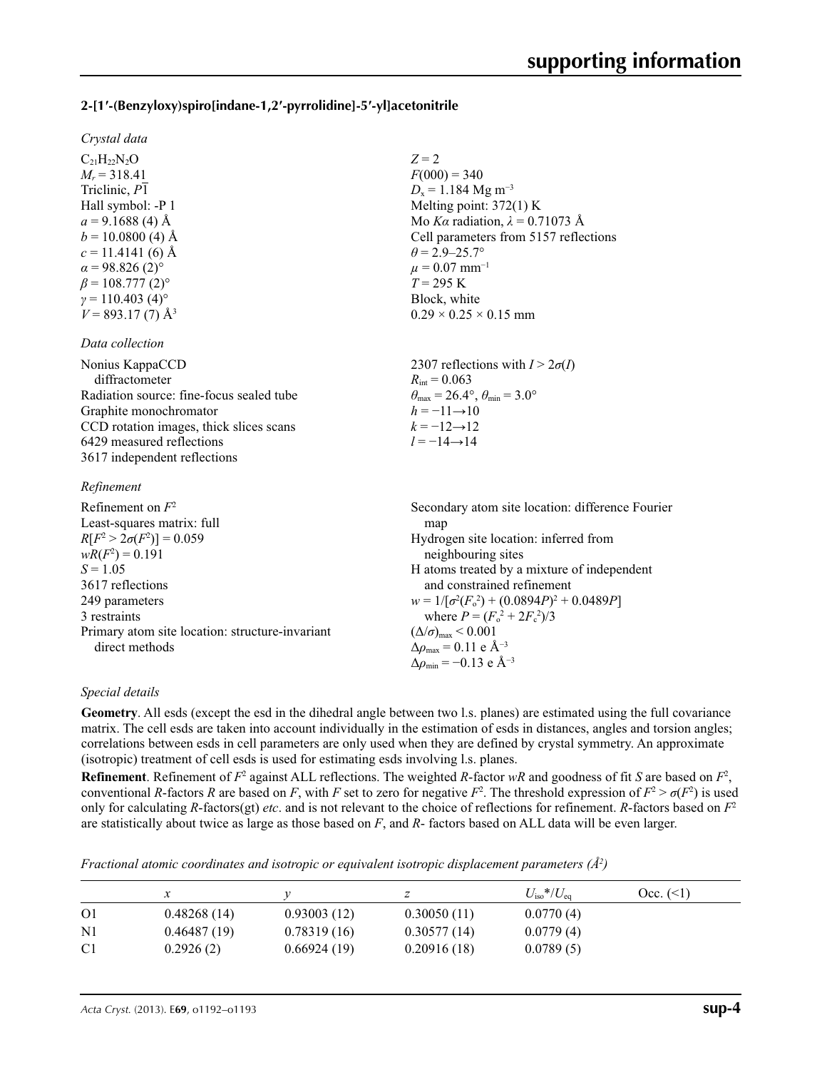### 2-[1′-(Benzyloxy)spiro[indane-1,2′-pyrrolidine]-5′-yl]acetonitrile

*Crystal data*

| | |
|---|---|
| $C_{21}H_{22}N_2O$ | $Z = 2$ |
| $M_r = 318.41$ | $F(000) = 340$ |
| Triclinic, $P\overline{1}$ | $D_x = 1.184$ Mg m$^{-3}$ |
| Hall symbol: -P 1 | Melting point: 372(1) K |
| $a = 9.1688$ (4) Å | Mo $K\alpha$ radiation, $\lambda = 0.71073$ Å |
| $b = 10.0800$ (4) Å | Cell parameters from 5157 reflections |
| $c = 11.4141$ (6) Å | $\theta = 2.9$–$25.7°$ |
| $\alpha = 98.826$ (2)° | $\mu = 0.07$ mm$^{-1}$ |
| $\beta = 108.777$ (2)° | $T = 295$ K |
| $\gamma = 110.403$ (4)° | Block, white |
| $V = 893.17$ (7) Å$^3$ | $0.29 \times 0.25 \times 0.15$ mm |

*Data collection*

| | |
|---|---|
| Nonius KappaCCD diffractometer | 2307 reflections with $I > 2\sigma(I)$ |
| Radiation source: fine-focus sealed tube | $R_{int} = 0.063$ |
| Graphite monochromator | $\theta_{max} = 26.4°$, $\theta_{min} = 3.0°$ |
| CCD rotation images, thick slices scans | $h = -11 \rightarrow 10$ |
| 6429 measured reflections | $k = -12 \rightarrow 12$ |
| 3617 independent reflections | $l = -14 \rightarrow 14$ |

*Refinement*

| | |
|---|---|
| Refinement on $F^2$ | Secondary atom site location: difference Fourier map |
| Least-squares matrix: full | Hydrogen site location: inferred from neighbouring sites |
| $R[F^2 > 2\sigma(F^2)] = 0.059$ | H atoms treated by a mixture of independent and constrained refinement |
| $wR(F^2) = 0.191$ | $w = 1/[\sigma^2(F_o^2) + (0.0894P)^2 + 0.0489P]$ where $P = (F_o^2 + 2F_c^2)/3$ |
| $S = 1.05$ | $(\Delta/\sigma)_{max} < 0.001$ |
| 3617 reflections | $\Delta\rho_{max} = 0.11$ e Å$^{-3}$ |
| 249 parameters | $\Delta\rho_{min} = -0.13$ e Å$^{-3}$ |
| 3 restraints | |
| Primary atom site location: structure-invariant direct methods | |

*Special details*

**Geometry**. All esds (except the esd in the dihedral angle between two l.s. planes) are estimated using the full covariance matrix. The cell esds are taken into account individually in the estimation of esds in distances, angles and torsion angles; correlations between esds in cell parameters are only used when they are defined by crystal symmetry. An approximate (isotropic) treatment of cell esds is used for estimating esds involving l.s. planes.

**Refinement**. Refinement of $F^2$ against ALL reflections. The weighted $R$-factor $wR$ and goodness of fit $S$ are based on $F^2$, conventional $R$-factors $R$ are based on $F$, with $F$ set to zero for negative $F^2$. The threshold expression of $F^2 > \sigma(F^2)$ is used only for calculating $R$-factors(gt) *etc*. and is not relevant to the choice of reflections for refinement. $R$-factors based on $F^2$ are statistically about twice as large as those based on $F$, and $R$- factors based on ALL data will be even larger.

*Fractional atomic coordinates and isotropic or equivalent isotropic displacement parameters (Å$^2$)*

| | $x$ | $y$ | $z$ | $U_{iso}$\*/$U_{eq}$ | Occ. (<1) |
|---|---|---|---|---|---|
| O1 | 0.48268 (14) | 0.93003 (12) | 0.30050 (11) | 0.0770 (4) | |
| N1 | 0.46487 (19) | 0.78319 (16) | 0.30577 (14) | 0.0779 (4) | |
| C1 | 0.2926 (2) | 0.66924 (19) | 0.20916 (18) | 0.0789 (5) | |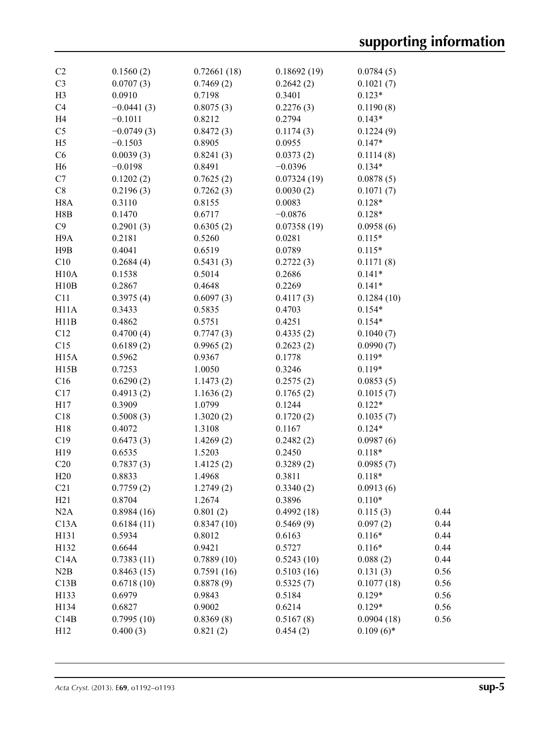| | | | | | |
|---|---|---|---|---|---|
| C2 | 0.1560 (2) | 0.72661 (18) | 0.18692 (19) | 0.0784 (5) | |
| C3 | 0.0707 (3) | 0.7469 (2) | 0.2642 (2) | 0.1021 (7) | |
| H3 | 0.0910 | 0.7198 | 0.3401 | 0.123* | |
| C4 | −0.0441 (3) | 0.8075 (3) | 0.2276 (3) | 0.1190 (8) | |
| H4 | −0.1011 | 0.8212 | 0.2794 | 0.143* | |
| C5 | −0.0749 (3) | 0.8472 (3) | 0.1174 (3) | 0.1224 (9) | |
| H5 | −0.1503 | 0.8905 | 0.0955 | 0.147* | |
| C6 | 0.0039 (3) | 0.8241 (3) | 0.0373 (2) | 0.1114 (8) | |
| H6 | −0.0198 | 0.8491 | −0.0396 | 0.134* | |
| C7 | 0.1202 (2) | 0.7625 (2) | 0.07324 (19) | 0.0878 (5) | |
| C8 | 0.2196 (3) | 0.7262 (3) | 0.0030 (2) | 0.1071 (7) | |
| H8A | 0.3110 | 0.8155 | 0.0083 | 0.128* | |
| H8B | 0.1470 | 0.6717 | −0.0876 | 0.128* | |
| C9 | 0.2901 (3) | 0.6305 (2) | 0.07358 (19) | 0.0958 (6) | |
| H9A | 0.2181 | 0.5260 | 0.0281 | 0.115* | |
| H9B | 0.4041 | 0.6519 | 0.0789 | 0.115* | |
| C10 | 0.2684 (4) | 0.5431 (3) | 0.2722 (3) | 0.1171 (8) | |
| H10A | 0.1538 | 0.5014 | 0.2686 | 0.141* | |
| H10B | 0.2867 | 0.4648 | 0.2269 | 0.141* | |
| C11 | 0.3975 (4) | 0.6097 (3) | 0.4117 (3) | 0.1284 (10) | |
| H11A | 0.3433 | 0.5835 | 0.4703 | 0.154* | |
| H11B | 0.4862 | 0.5751 | 0.4251 | 0.154* | |
| C12 | 0.4700 (4) | 0.7747 (3) | 0.4335 (2) | 0.1040 (7) | |
| C15 | 0.6189 (2) | 0.9965 (2) | 0.2623 (2) | 0.0990 (7) | |
| H15A | 0.5962 | 0.9367 | 0.1778 | 0.119* | |
| H15B | 0.7253 | 1.0050 | 0.3246 | 0.119* | |
| C16 | 0.6290 (2) | 1.1473 (2) | 0.2575 (2) | 0.0853 (5) | |
| C17 | 0.4913 (2) | 1.1636 (2) | 0.1765 (2) | 0.1015 (7) | |
| H17 | 0.3909 | 1.0799 | 0.1244 | 0.122* | |
| C18 | 0.5008 (3) | 1.3020 (2) | 0.1720 (2) | 0.1035 (7) | |
| H18 | 0.4072 | 1.3108 | 0.1167 | 0.124* | |
| C19 | 0.6473 (3) | 1.4269 (2) | 0.2482 (2) | 0.0987 (6) | |
| H19 | 0.6535 | 1.5203 | 0.2450 | 0.118* | |
| C20 | 0.7837 (3) | 1.4125 (2) | 0.3289 (2) | 0.0985 (7) | |
| H20 | 0.8833 | 1.4968 | 0.3811 | 0.118* | |
| C21 | 0.7759 (2) | 1.2749 (2) | 0.3340 (2) | 0.0913 (6) | |
| H21 | 0.8704 | 1.2674 | 0.3896 | 0.110* | |
| N2A | 0.8984 (16) | 0.801 (2) | 0.4992 (18) | 0.115 (3) | 0.44 |
| C13A | 0.6184 (11) | 0.8347 (10) | 0.5469 (9) | 0.097 (2) | 0.44 |
| H131 | 0.5934 | 0.8012 | 0.6163 | 0.116* | 0.44 |
| H132 | 0.6644 | 0.9421 | 0.5727 | 0.116* | 0.44 |
| C14A | 0.7383 (11) | 0.7889 (10) | 0.5243 (10) | 0.088 (2) | 0.44 |
| N2B | 0.8463 (15) | 0.7591 (16) | 0.5103 (16) | 0.131 (3) | 0.56 |
| C13B | 0.6718 (10) | 0.8878 (9) | 0.5325 (7) | 0.1077 (18) | 0.56 |
| H133 | 0.6979 | 0.9843 | 0.5184 | 0.129* | 0.56 |
| H134 | 0.6827 | 0.9002 | 0.6214 | 0.129* | 0.56 |
| C14B | 0.7995 (10) | 0.8369 (8) | 0.5167 (8) | 0.0904 (18) | 0.56 |
| H12 | 0.400 (3) | 0.821 (2) | 0.454 (2) | 0.109 (6)* | |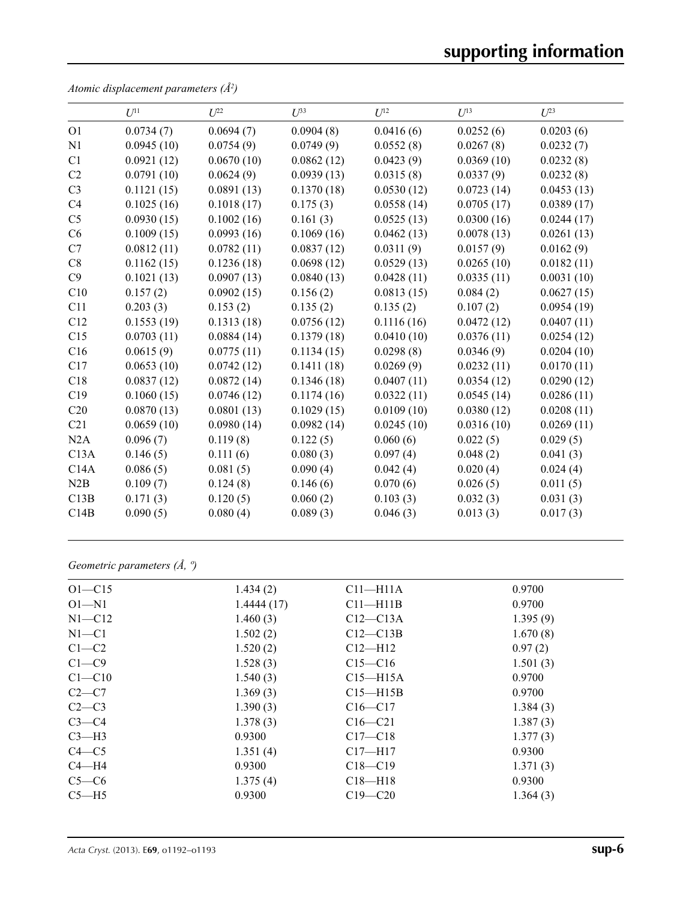*Atomic displacement parameters (Å²)*

| | $U^{11}$ | $U^{22}$ | $U^{33}$ | $U^{12}$ | $U^{13}$ | $U^{23}$ |
|---|---|---|---|---|---|---|
| O1 | 0.0734 (7) | 0.0694 (7) | 0.0904 (8) | 0.0416 (6) | 0.0252 (6) | 0.0203 (6) |
| N1 | 0.0945 (10) | 0.0754 (9) | 0.0749 (9) | 0.0552 (8) | 0.0267 (8) | 0.0232 (7) |
| C1 | 0.0921 (12) | 0.0670 (10) | 0.0862 (12) | 0.0423 (9) | 0.0369 (10) | 0.0232 (8) |
| C2 | 0.0791 (10) | 0.0624 (9) | 0.0939 (13) | 0.0315 (8) | 0.0337 (9) | 0.0232 (8) |
| C3 | 0.1121 (15) | 0.0891 (13) | 0.1370 (18) | 0.0530 (12) | 0.0723 (14) | 0.0453 (13) |
| C4 | 0.1025 (16) | 0.1018 (17) | 0.175 (3) | 0.0558 (14) | 0.0705 (17) | 0.0389 (17) |
| C5 | 0.0930 (15) | 0.1002 (16) | 0.161 (3) | 0.0525 (13) | 0.0300 (16) | 0.0244 (17) |
| C6 | 0.1009 (15) | 0.0993 (16) | 0.1069 (16) | 0.0462 (13) | 0.0078 (13) | 0.0261 (13) |
| C7 | 0.0812 (11) | 0.0782 (11) | 0.0837 (12) | 0.0311 (9) | 0.0157 (9) | 0.0162 (9) |
| C8 | 0.1162 (15) | 0.1236 (18) | 0.0698 (12) | 0.0529 (13) | 0.0265 (10) | 0.0182 (11) |
| C9 | 0.1021 (13) | 0.0907 (13) | 0.0840 (13) | 0.0428 (11) | 0.0335 (11) | 0.0031 (10) |
| C10 | 0.157 (2) | 0.0902 (15) | 0.156 (2) | 0.0813 (15) | 0.084 (2) | 0.0627 (15) |
| C11 | 0.203 (3) | 0.153 (2) | 0.135 (2) | 0.135 (2) | 0.107 (2) | 0.0954 (19) |
| C12 | 0.1553 (19) | 0.1313 (18) | 0.0756 (12) | 0.1116 (16) | 0.0472 (12) | 0.0407 (11) |
| C15 | 0.0703 (11) | 0.0884 (14) | 0.1379 (18) | 0.0410 (10) | 0.0376 (11) | 0.0254 (12) |
| C16 | 0.0615 (9) | 0.0775 (11) | 0.1134 (15) | 0.0298 (8) | 0.0346 (9) | 0.0204 (10) |
| C17 | 0.0653 (10) | 0.0742 (12) | 0.1411 (18) | 0.0269 (9) | 0.0232 (11) | 0.0170 (11) |
| C18 | 0.0837 (12) | 0.0872 (14) | 0.1346 (18) | 0.0407 (11) | 0.0354 (12) | 0.0290 (12) |
| C19 | 0.1060 (15) | 0.0746 (12) | 0.1174 (16) | 0.0322 (11) | 0.0545 (14) | 0.0286 (11) |
| C20 | 0.0870 (13) | 0.0801 (13) | 0.1029 (15) | 0.0109 (10) | 0.0380 (12) | 0.0208 (11) |
| C21 | 0.0659 (10) | 0.0980 (14) | 0.0982 (14) | 0.0245 (10) | 0.0316 (10) | 0.0269 (11) |
| N2A | 0.096 (7) | 0.119 (8) | 0.122 (5) | 0.060 (6) | 0.022 (5) | 0.029 (5) |
| C13A | 0.146 (5) | 0.111 (6) | 0.080 (3) | 0.097 (4) | 0.048 (2) | 0.041 (3) |
| C14A | 0.086 (5) | 0.081 (5) | 0.090 (4) | 0.042 (4) | 0.020 (4) | 0.024 (4) |
| N2B | 0.109 (7) | 0.124 (8) | 0.146 (6) | 0.070 (6) | 0.026 (5) | 0.011 (5) |
| C13B | 0.171 (3) | 0.120 (5) | 0.060 (2) | 0.103 (3) | 0.032 (3) | 0.031 (3) |
| C14B | 0.090 (5) | 0.080 (4) | 0.089 (3) | 0.046 (3) | 0.013 (3) | 0.017 (3) |

*Geometric parameters (Å, º)*

| | | | |
|---|---|---|---|
| O1—C15 | 1.434 (2) | C11—H11A | 0.9700 |
| O1—N1 | 1.4444 (17) | C11—H11B | 0.9700 |
| N1—C12 | 1.460 (3) | C12—C13A | 1.395 (9) |
| N1—C1 | 1.502 (2) | C12—C13B | 1.670 (8) |
| C1—C2 | 1.520 (2) | C12—H12 | 0.97 (2) |
| C1—C9 | 1.528 (3) | C15—C16 | 1.501 (3) |
| C1—C10 | 1.540 (3) | C15—H15A | 0.9700 |
| C2—C7 | 1.369 (3) | C15—H15B | 0.9700 |
| C2—C3 | 1.390 (3) | C16—C17 | 1.384 (3) |
| C3—C4 | 1.378 (3) | C16—C21 | 1.387 (3) |
| C3—H3 | 0.9300 | C17—C18 | 1.377 (3) |
| C4—C5 | 1.351 (4) | C17—H17 | 0.9300 |
| C4—H4 | 0.9300 | C18—C19 | 1.371 (3) |
| C5—C6 | 1.375 (4) | C18—H18 | 0.9300 |
| C5—H5 | 0.9300 | C19—C20 | 1.364 (3) |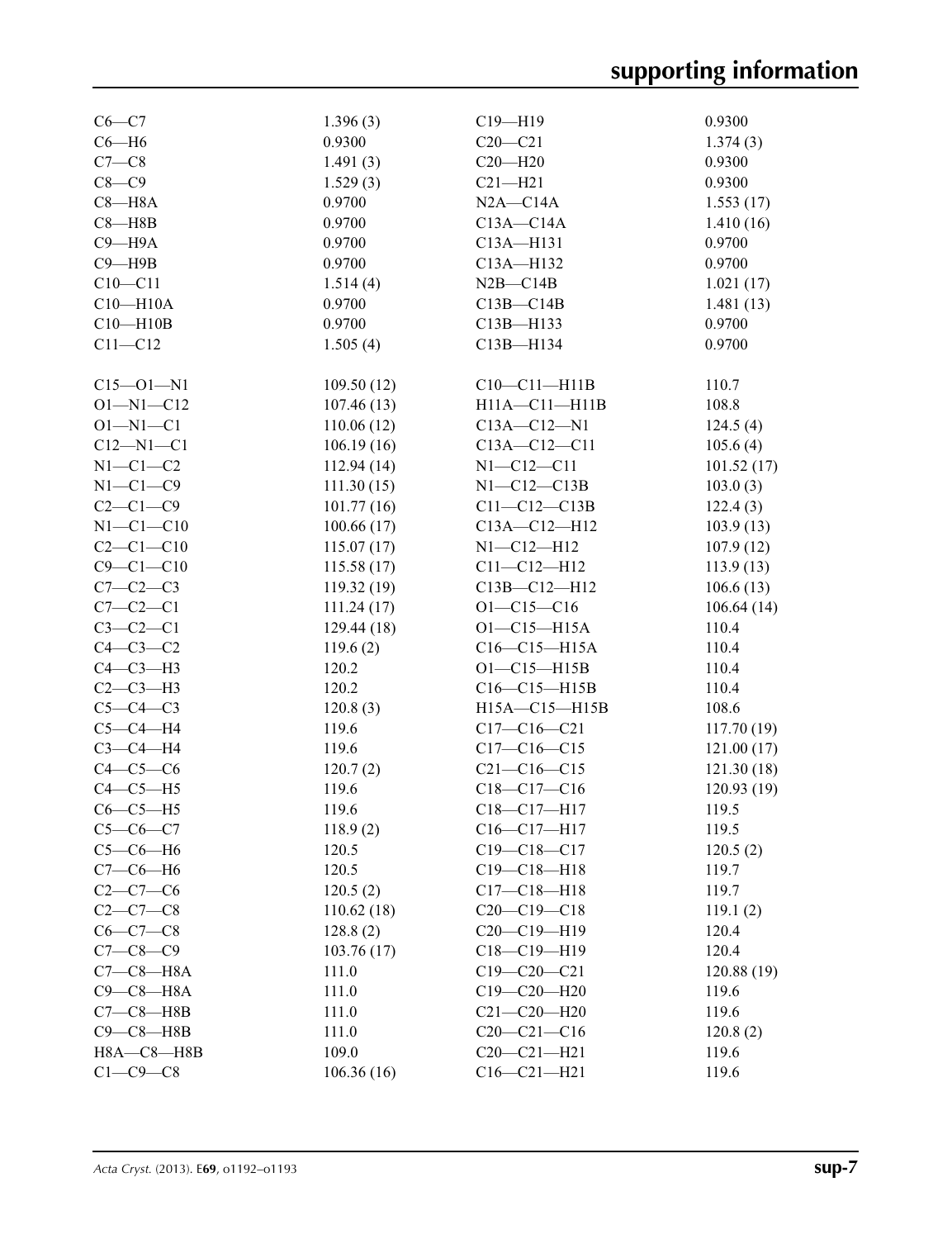| | | | |
|---|---|---|---|
| C6—C7 | 1.396 (3) | C19—H19 | 0.9300 |
| C6—H6 | 0.9300 | C20—C21 | 1.374 (3) |
| C7—C8 | 1.491 (3) | C20—H20 | 0.9300 |
| C8—C9 | 1.529 (3) | C21—H21 | 0.9300 |
| C8—H8A | 0.9700 | N2A—C14A | 1.553 (17) |
| C8—H8B | 0.9700 | C13A—C14A | 1.410 (16) |
| C9—H9A | 0.9700 | C13A—H131 | 0.9700 |
| C9—H9B | 0.9700 | C13A—H132 | 0.9700 |
| C10—C11 | 1.514 (4) | N2B—C14B | 1.021 (17) |
| C10—H10A | 0.9700 | C13B—C14B | 1.481 (13) |
| C10—H10B | 0.9700 | C13B—H133 | 0.9700 |
| C11—C12 | 1.505 (4) | C13B—H134 | 0.9700 |

| | | | |
|---|---|---|---|
| C15—O1—N1 | 109.50 (12) | C10—C11—H11B | 110.7 |
| O1—N1—C12 | 107.46 (13) | H11A—C11—H11B | 108.8 |
| O1—N1—C1 | 110.06 (12) | C13A—C12—N1 | 124.5 (4) |
| C12—N1—C1 | 106.19 (16) | C13A—C12—C11 | 105.6 (4) |
| N1—C1—C2 | 112.94 (14) | N1—C12—C11 | 101.52 (17) |
| N1—C1—C9 | 111.30 (15) | N1—C12—C13B | 103.0 (3) |
| C2—C1—C9 | 101.77 (16) | C11—C12—C13B | 122.4 (3) |
| N1—C1—C10 | 100.66 (17) | C13A—C12—H12 | 103.9 (13) |
| C2—C1—C10 | 115.07 (17) | N1—C12—H12 | 107.9 (12) |
| C9—C1—C10 | 115.58 (17) | C11—C12—H12 | 113.9 (13) |
| C7—C2—C3 | 119.32 (19) | C13B—C12—H12 | 106.6 (13) |
| C7—C2—C1 | 111.24 (17) | O1—C15—C16 | 106.64 (14) |
| C3—C2—C1 | 129.44 (18) | O1—C15—H15A | 110.4 |
| C4—C3—C2 | 119.6 (2) | C16—C15—H15A | 110.4 |
| C4—C3—H3 | 120.2 | O1—C15—H15B | 110.4 |
| C2—C3—H3 | 120.2 | C16—C15—H15B | 110.4 |
| C5—C4—C3 | 120.8 (3) | H15A—C15—H15B | 108.6 |
| C5—C4—H4 | 119.6 | C17—C16—C21 | 117.70 (19) |
| C3—C4—H4 | 119.6 | C17—C16—C15 | 121.00 (17) |
| C4—C5—C6 | 120.7 (2) | C21—C16—C15 | 121.30 (18) |
| C4—C5—H5 | 119.6 | C18—C17—C16 | 120.93 (19) |
| C6—C5—H5 | 119.6 | C18—C17—H17 | 119.5 |
| C5—C6—C7 | 118.9 (2) | C16—C17—H17 | 119.5 |
| C5—C6—H6 | 120.5 | C19—C18—C17 | 120.5 (2) |
| C7—C6—H6 | 120.5 | C19—C18—H18 | 119.7 |
| C2—C7—C6 | 120.5 (2) | C17—C18—H18 | 119.7 |
| C2—C7—C8 | 110.62 (18) | C20—C19—C18 | 119.1 (2) |
| C6—C7—C8 | 128.8 (2) | C20—C19—H19 | 120.4 |
| C7—C8—C9 | 103.76 (17) | C18—C19—H19 | 120.4 |
| C7—C8—H8A | 111.0 | C19—C20—C21 | 120.88 (19) |
| C9—C8—H8A | 111.0 | C19—C20—H20 | 119.6 |
| C7—C8—H8B | 111.0 | C21—C20—H20 | 119.6 |
| C9—C8—H8B | 111.0 | C20—C21—C16 | 120.8 (2) |
| H8A—C8—H8B | 109.0 | C20—C21—H21 | 119.6 |
| C1—C9—C8 | 106.36 (16) | C16—C21—H21 | 119.6 |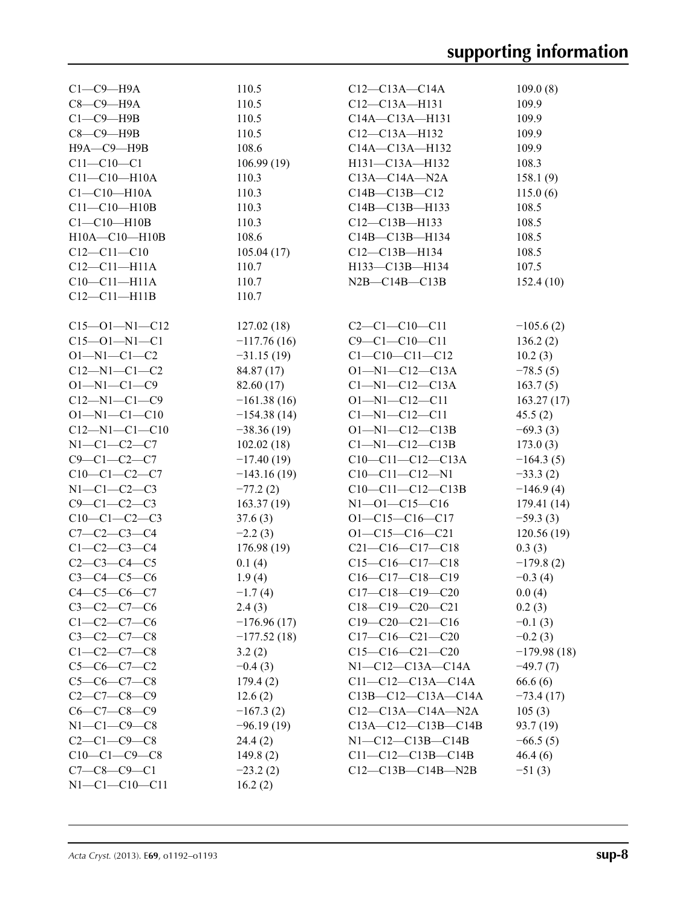| | | | |
|---|---|---|---|
| C1—C9—H9A | 110.5 | C12—C13A—C14A | 109.0 (8) |
| C8—C9—H9A | 110.5 | C12—C13A—H131 | 109.9 |
| C1—C9—H9B | 110.5 | C14A—C13A—H131 | 109.9 |
| C8—C9—H9B | 110.5 | C12—C13A—H132 | 109.9 |
| H9A—C9—H9B | 108.6 | C14A—C13A—H132 | 109.9 |
| C11—C10—C1 | 106.99 (19) | H131—C13A—H132 | 108.3 |
| C11—C10—H10A | 110.3 | C13A—C14A—N2A | 158.1 (9) |
| C1—C10—H10A | 110.3 | C14B—C13B—C12 | 115.0 (6) |
| C11—C10—H10B | 110.3 | C14B—C13B—H133 | 108.5 |
| C1—C10—H10B | 110.3 | C12—C13B—H133 | 108.5 |
| H10A—C10—H10B | 108.6 | C14B—C13B—H134 | 108.5 |
| C12—C11—C10 | 105.04 (17) | C12—C13B—H134 | 108.5 |
| C12—C11—H11A | 110.7 | H133—C13B—H134 | 107.5 |
| C10—C11—H11A | 110.7 | N2B—C14B—C13B | 152.4 (10) |
| C12—C11—H11B | 110.7 | | |

| | | | |
|---|---|---|---|
| C15—O1—N1—C12 | 127.02 (18) | C2—C1—C10—C11 | −105.6 (2) |
| C15—O1—N1—C1 | −117.76 (16) | C9—C1—C10—C11 | 136.2 (2) |
| O1—N1—C1—C2 | −31.15 (19) | C1—C10—C11—C12 | 10.2 (3) |
| C12—N1—C1—C2 | 84.87 (17) | O1—N1—C12—C13A | −78.5 (5) |
| O1—N1—C1—C9 | 82.60 (17) | C1—N1—C12—C13A | 163.7 (5) |
| C12—N1—C1—C9 | −161.38 (16) | O1—N1—C12—C11 | 163.27 (17) |
| O1—N1—C1—C10 | −154.38 (14) | C1—N1—C12—C11 | 45.5 (2) |
| C12—N1—C1—C10 | −38.36 (19) | O1—N1—C12—C13B | −69.3 (3) |
| N1—C1—C2—C7 | 102.02 (18) | C1—N1—C12—C13B | 173.0 (3) |
| C9—C1—C2—C7 | −17.40 (19) | C10—C11—C12—C13A | −164.3 (5) |
| C10—C1—C2—C7 | −143.16 (19) | C10—C11—C12—N1 | −33.3 (2) |
| N1—C1—C2—C3 | −77.2 (2) | C10—C11—C12—C13B | −146.9 (4) |
| C9—C1—C2—C3 | 163.37 (19) | N1—O1—C15—C16 | 179.41 (14) |
| C10—C1—C2—C3 | 37.6 (3) | O1—C15—C16—C17 | −59.3 (3) |
| C7—C2—C3—C4 | −2.2 (3) | O1—C15—C16—C21 | 120.56 (19) |
| C1—C2—C3—C4 | 176.98 (19) | C21—C16—C17—C18 | 0.3 (3) |
| C2—C3—C4—C5 | 0.1 (4) | C15—C16—C17—C18 | −179.8 (2) |
| C3—C4—C5—C6 | 1.9 (4) | C16—C17—C18—C19 | −0.3 (4) |
| C4—C5—C6—C7 | −1.7 (4) | C17—C18—C19—C20 | 0.0 (4) |
| C3—C2—C7—C6 | 2.4 (3) | C18—C19—C20—C21 | 0.2 (3) |
| C1—C2—C7—C6 | −176.96 (17) | C19—C20—C21—C16 | −0.1 (3) |
| C3—C2—C7—C8 | −177.52 (18) | C17—C16—C21—C20 | −0.2 (3) |
| C1—C2—C7—C8 | 3.2 (2) | C15—C16—C21—C20 | −179.98 (18) |
| C5—C6—C7—C2 | −0.4 (3) | N1—C12—C13A—C14A | −49.7 (7) |
| C5—C6—C7—C8 | 179.4 (2) | C11—C12—C13A—C14A | 66.6 (6) |
| C2—C7—C8—C9 | 12.6 (2) | C13B—C12—C13A—C14A | −73.4 (17) |
| C6—C7—C8—C9 | −167.3 (2) | C12—C13A—C14A—N2A | 105 (3) |
| N1—C1—C9—C8 | −96.19 (19) | C13A—C12—C13B—C14B | 93.7 (19) |
| C2—C1—C9—C8 | 24.4 (2) | N1—C12—C13B—C14B | −66.5 (5) |
| C10—C1—C9—C8 | 149.8 (2) | C11—C12—C13B—C14B | 46.4 (6) |
| C7—C8—C9—C1 | −23.2 (2) | C12—C13B—C14B—N2B | −51 (3) |
| N1—C1—C10—C11 | 16.2 (2) | | |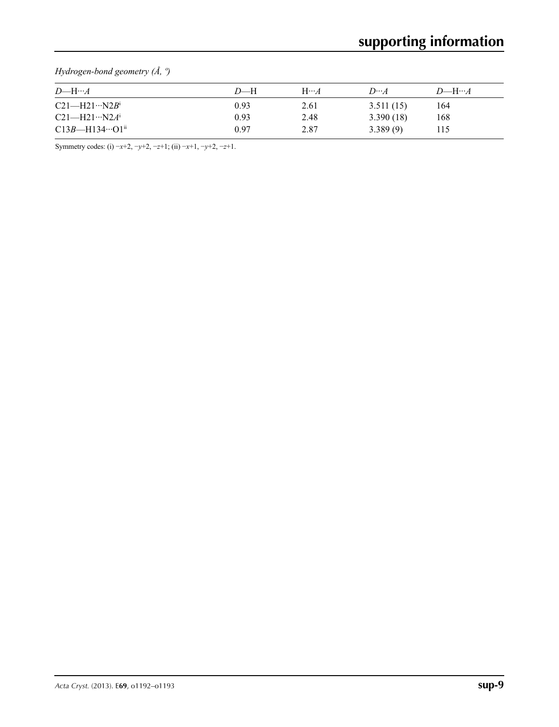*Hydrogen-bond geometry (Å, º)*

| $D$—H···$A$ | $D$—H | H···$A$ | $D$···$A$ | $D$—H···$A$ |
|---|---|---|---|---|
| C21—H21···N2$B$[i] | 0.93 | 2.61 | 3.511 (15) | 164 |
| C21—H21···N2$A$[i] | 0.93 | 2.48 | 3.390 (18) | 168 |
| C13$B$—H134···O1[ii] | 0.97 | 2.87 | 3.389 (9) | 115 |

Symmetry codes: (i) $-x+2, -y+2, -z+1$; (ii) $-x+1, -y+2, -z+1$.